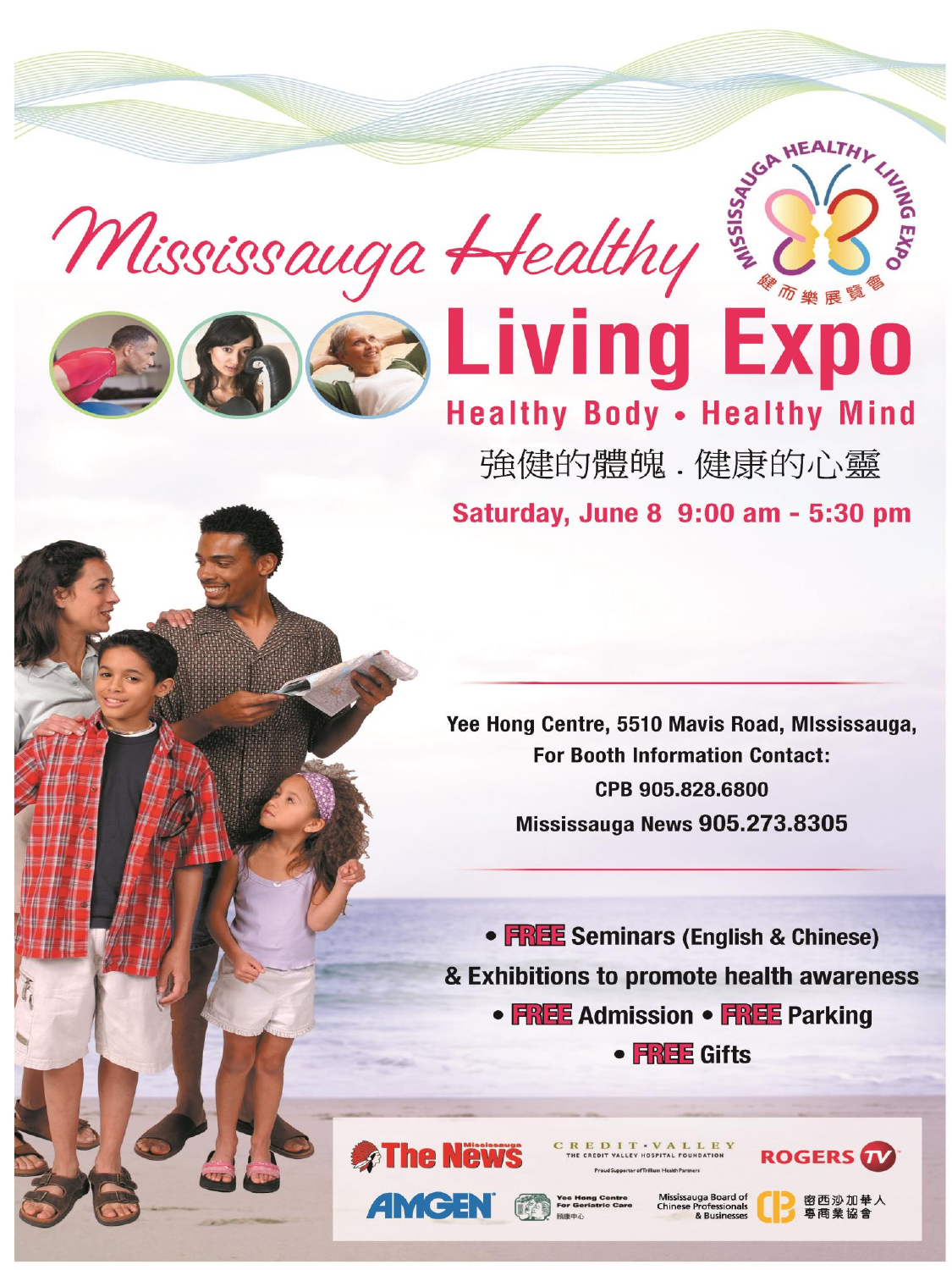# Mississauga Healthy Living Expo

MISSISSAUGA HEALTHY LIVING EXPO
健而樂展覽會

## Healthy Body • Healthy Mind

強健的體魄．健康的心靈

**Saturday, June 8 9:00 am - 5:30 pm**

**Yee Hong Centre, 5510 Mavis Road, MIssissauga,**
**For Booth Information Contact:**
**CPB 905.828.6800**
**Mississauga News 905.273.8305**

- **FREE Seminars (English & Chinese) & Exhibitions to promote health awareness**
- **FREE Admission** • **FREE Parking**
- **FREE Gifts**

Mississauga The News

CREDIT · VALLEY
THE CREDIT VALLEY HOSPITAL FOUNDATION
Proud Supporter of Trillium Health Partners

ROGERS TV

AMGEN

Yee Hong Centre For Geriatric Care
頤康中心

Mississauga Board of Chinese Professionals & Businesses
密西沙加華人專商業協會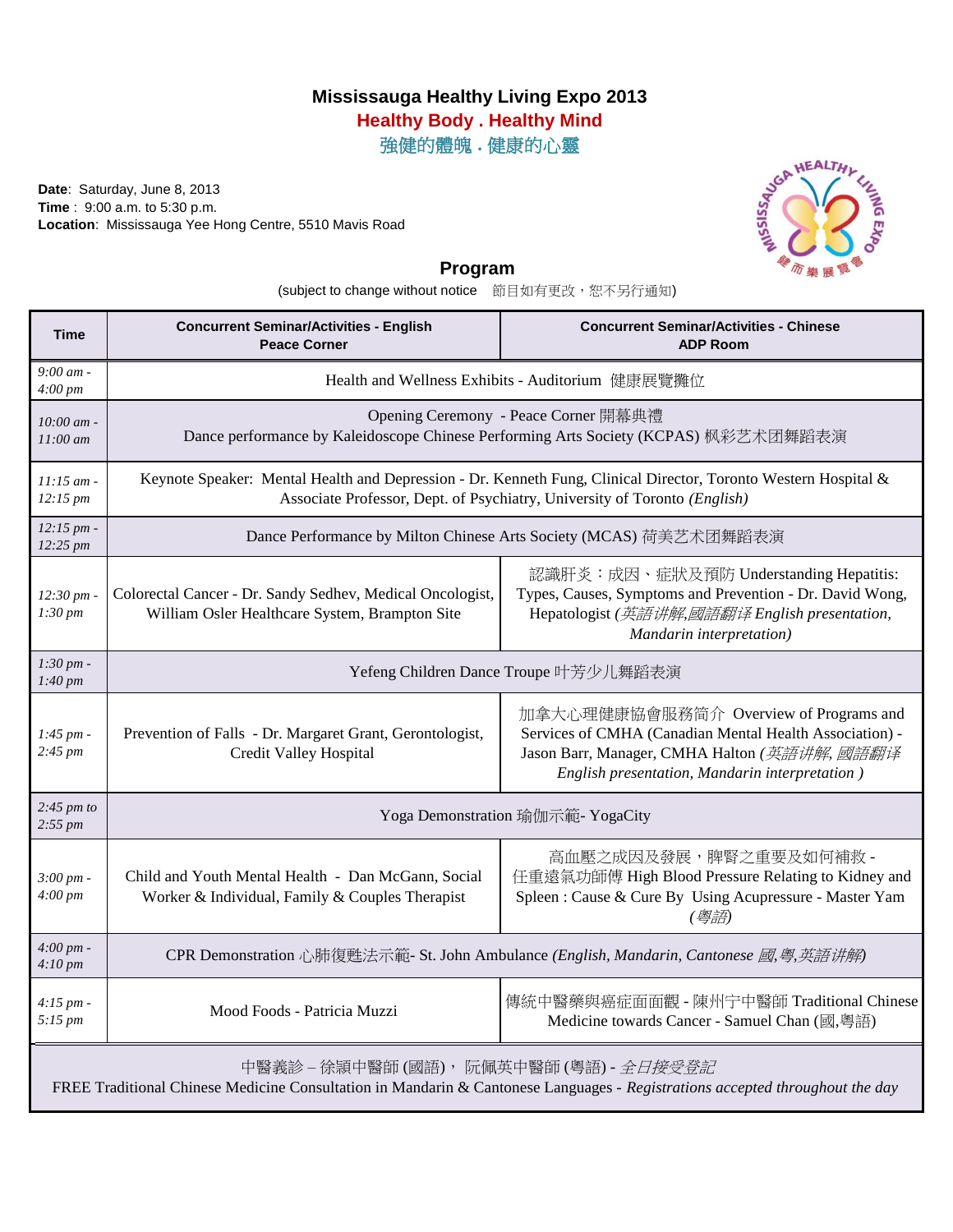**Mississauga Healthy Living Expo 2013**

**Healthy Body . Healthy Mind**

強健的體魄 . 健康的心靈

**Date**: Saturday, June 8, 2013
**Time** : 9:00 a.m. to 5:30 p.m.
**Location**: Mississauga Yee Hong Centre, 5510 Mavis Road

## Program

(subject to change without notice 節目如有更改，恕不另行通知)

| Time | Concurrent Seminar/Activities - English<br>Peace Corner | Concurrent Seminar/Activities - Chinese<br>ADP Room |
|---|---|---|
| *9:00 am - 4:00 pm* | Health and Wellness Exhibits - Auditorium 健康展覽攤位 | |
| *10:00 am - 11:00 am* | Opening Ceremony - Peace Corner 開幕典禮<br>Dance performance by Kaleidoscope Chinese Performing Arts Society (KCPAS) 枫彩艺术团舞蹈表演 | |
| *11:15 am - 12:15 pm* | Keynote Speaker: Mental Health and Depression - Dr. Kenneth Fung, Clinical Director, Toronto Western Hospital & Associate Professor, Dept. of Psychiatry, University of Toronto *(English)* | |
| *12:15 pm - 12:25 pm* | Dance Performance by Milton Chinese Arts Society (MCAS) 荷美艺术团舞蹈表演 | |
| *12:30 pm - 1:30 pm* | Colorectal Cancer - Dr. Sandy Sedhev, Medical Oncologist, William Osler Healthcare System, Brampton Site | 認識肝炎：成因、症狀及預防 Understanding Hepatitis: Types, Causes, Symptoms and Prevention - Dr. David Wong, Hepatologist *(英語讲解,國語翻译 English presentation, Mandarin interpretation)* |
| *1:30 pm - 1:40 pm* | Yefeng Children Dance Troupe 叶芳少儿舞蹈表演 | |
| *1:45 pm - 2:45 pm* | Prevention of Falls - Dr. Margaret Grant, Gerontologist, Credit Valley Hospital | 加拿大心理健康協會服務简介 Overview of Programs and Services of CMHA (Canadian Mental Health Association) - Jason Barr, Manager, CMHA Halton *(英語讲解, 國語翻译 English presentation, Mandarin interpretation )* |
| *2:45 pm to 2:55 pm* | Yoga Demonstration 瑜伽示範- YogaCity | |
| *3:00 pm - 4:00 pm* | Child and Youth Mental Health - Dan McGann, Social Worker & Individual, Family & Couples Therapist | 高血壓之成因及發展，脾腎之重要及如何補救 - 任重遠氣功師傅 High Blood Pressure Relating to Kidney and Spleen : Cause & Cure By Using Acupressure - Master Yam *(粵語)* |
| *4:00 pm - 4:10 pm* | CPR Demonstration 心肺復甦法示範- St. John Ambulance *(English, Mandarin, Cantonese 國,粵,英語讲解)* | |
| *4:15 pm - 5:15 pm* | Mood Foods - Patricia Muzzi | 傳統中醫藥與癌症面面觀 - 陳州宁中醫師 Traditional Chinese Medicine towards Cancer - Samuel Chan (國,粵語) |
| 中醫義診 – 徐頴中醫師 (國語)， 阮佩英中醫師 (粵語) - *全日接受登記*<br>FREE Traditional Chinese Medicine Consultation in Mandarin & Cantonese Languages - *Registrations accepted throughout the day* | | |